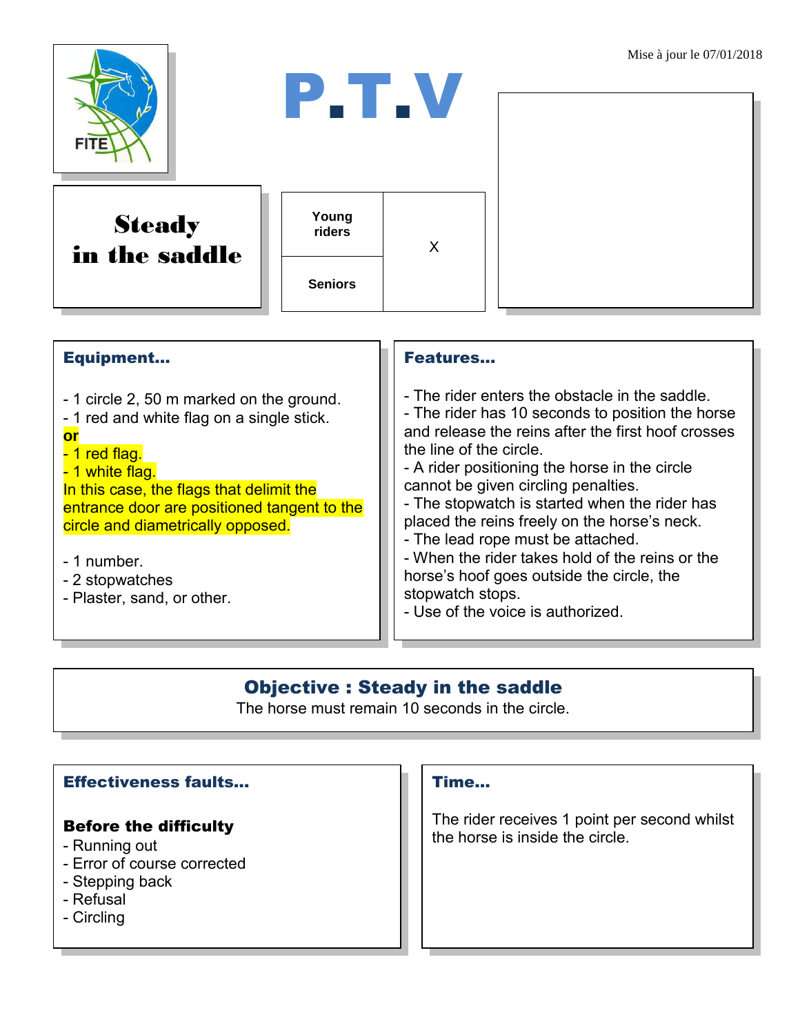Mise à jour le 07/01/2018

# P.T.V

## Steady in the saddle

| Young riders | X |
|---|---|
| Seniors | |

### Equipment...

- 1 circle 2, 50 m marked on the ground.
- 1 red and white flag on a single stick.

**or**

- 1 red flag.
- 1 white flag.

In this case, the flags that delimit the entrance door are positioned tangent to the circle and diametrically opposed.

- 1 number.
- 2 stopwatches
- Plaster, sand, or other.

### Features...

- The rider enters the obstacle in the saddle.
- The rider has 10 seconds to position the horse and release the reins after the first hoof crosses the line of the circle.
- A rider positioning the horse in the circle cannot be given circling penalties.
- The stopwatch is started when the rider has placed the reins freely on the horse's neck.
- The lead rope must be attached.
- When the rider takes hold of the reins or the horse's hoof goes outside the circle, the stopwatch stops.
- Use of the voice is authorized.

### Objective : Steady in the saddle

The horse must remain 10 seconds in the circle.

### Effectiveness faults...

**Before the difficulty**

- Running out
- Error of course corrected
- Stepping back
- Refusal
- Circling

### Time...

The rider receives 1 point per second whilst the horse is inside the circle.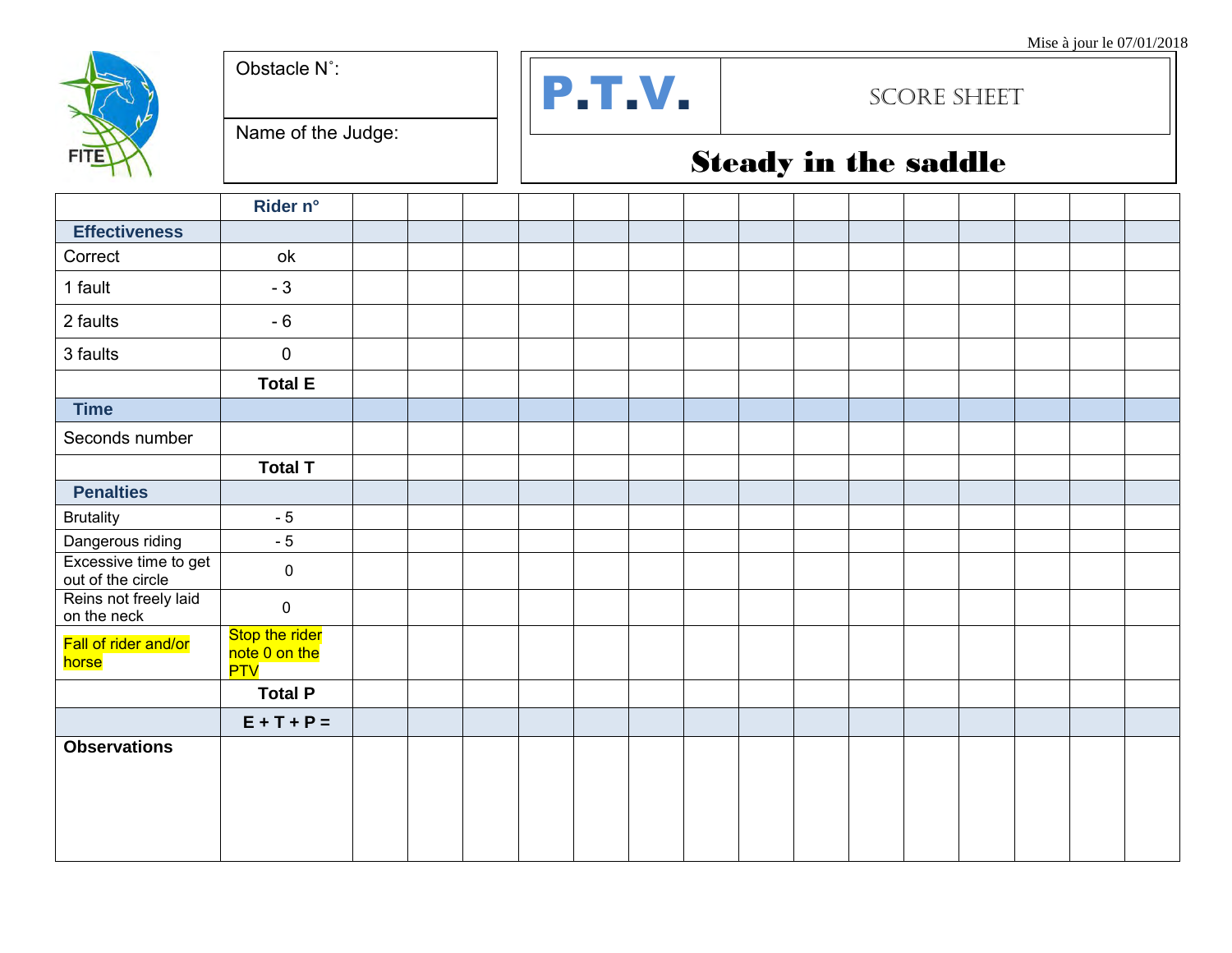Mise à jour le 07/01/2018

FITE

| Obstacle N˚: |
|---|
| Name of the Judge: |

# P.T.V.

SCORE SHEET

## Steady in the saddle

| | Rider n° | | | | | | | | | | | | | | |
|---|---|---|---|---|---|---|---|---|---|---|---|---|---|---|---|
| **Effectiveness** | | | | | | | | | | | | | | | |
| Correct | ok | | | | | | | | | | | | | | |
| 1 fault | - 3 | | | | | | | | | | | | | | |
| 2 faults | - 6 | | | | | | | | | | | | | | |
| 3 faults | 0 | | | | | | | | | | | | | | |
| | **Total E** | | | | | | | | | | | | | | |
| **Time** | | | | | | | | | | | | | | | |
| Seconds number | | | | | | | | | | | | | | | |
| | **Total T** | | | | | | | | | | | | | | |
| **Penalties** | | | | | | | | | | | | | | | |
| Brutality | - 5 | | | | | | | | | | | | | | |
| Dangerous riding | - 5 | | | | | | | | | | | | | | |
| Excessive time to get out of the circle | 0 | | | | | | | | | | | | | | |
| Reins not freely laid on the neck | 0 | | | | | | | | | | | | | | |
| Fall of rider and/or horse | Stop the rider note 0 on the PTV | | | | | | | | | | | | | | |
| | **Total P** | | | | | | | | | | | | | | |
| | **E + T + P =** | | | | | | | | | | | | | | |
| **Observations** | | | | | | | | | | | | | | | |